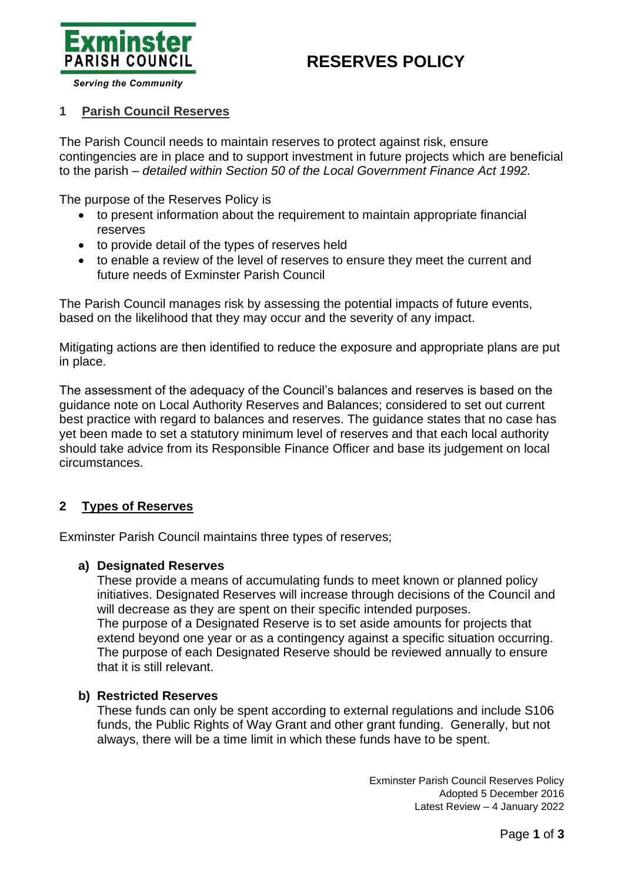# RESERVES POLICY

## 1 Parish Council Reserves

The Parish Council needs to maintain reserves to protect against risk, ensure contingencies are in place and to support investment in future projects which are beneficial to the parish – *detailed within Section 50 of the Local Government Finance Act 1992.*

The purpose of the Reserves Policy is

- to present information about the requirement to maintain appropriate financial reserves
- to provide detail of the types of reserves held
- to enable a review of the level of reserves to ensure they meet the current and future needs of Exminster Parish Council

The Parish Council manages risk by assessing the potential impacts of future events, based on the likelihood that they may occur and the severity of any impact.

Mitigating actions are then identified to reduce the exposure and appropriate plans are put in place.

The assessment of the adequacy of the Council's balances and reserves is based on the guidance note on Local Authority Reserves and Balances; considered to set out current best practice with regard to balances and reserves. The guidance states that no case has yet been made to set a statutory minimum level of reserves and that each local authority should take advice from its Responsible Finance Officer and base its judgement on local circumstances.

## 2 Types of Reserves

Exminster Parish Council maintains three types of reserves;

**a) Designated Reserves**

These provide a means of accumulating funds to meet known or planned policy initiatives. Designated Reserves will increase through decisions of the Council and will decrease as they are spent on their specific intended purposes.
The purpose of a Designated Reserve is to set aside amounts for projects that extend beyond one year or as a contingency against a specific situation occurring. The purpose of each Designated Reserve should be reviewed annually to ensure that it is still relevant.

**b) Restricted Reserves**

These funds can only be spent according to external regulations and include S106 funds, the Public Rights of Way Grant and other grant funding. Generally, but not always, there will be a time limit in which these funds have to be spent.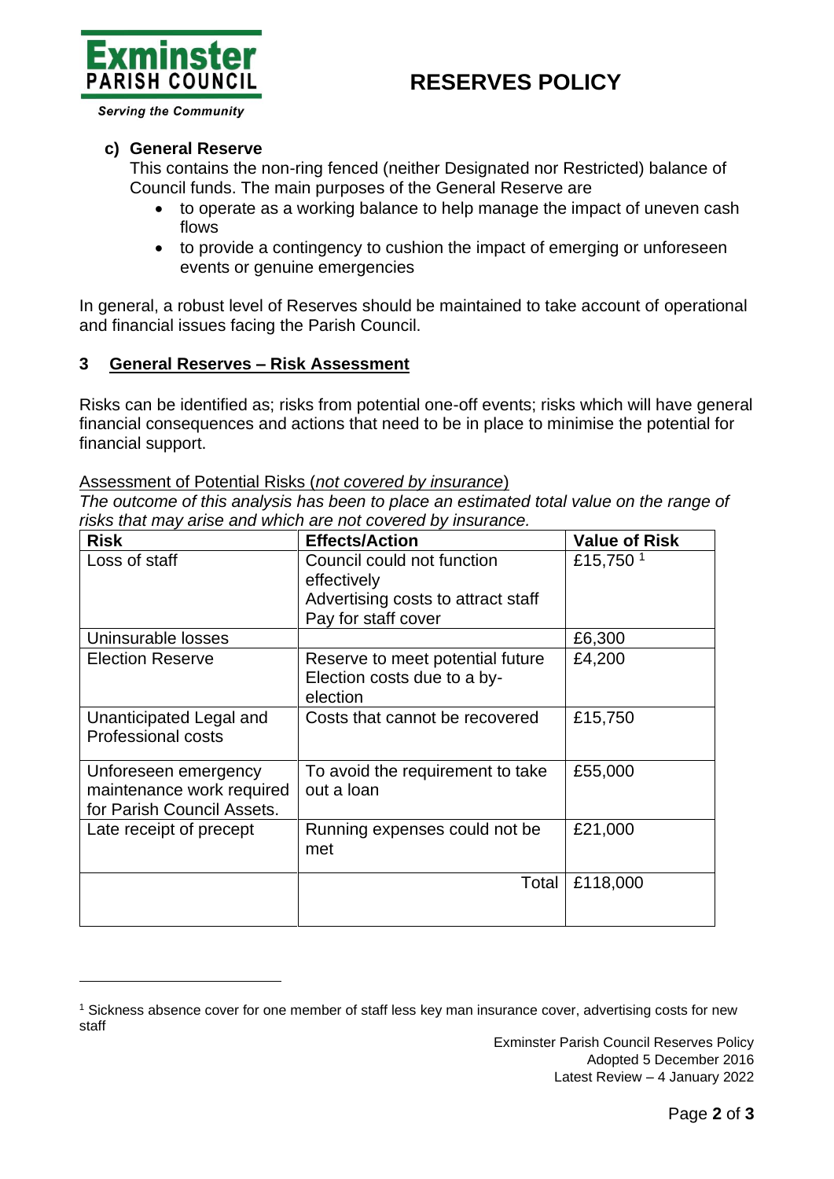**c) General Reserve**

This contains the non-ring fenced (neither Designated nor Restricted) balance of Council funds. The main purposes of the General Reserve are

- to operate as a working balance to help manage the impact of uneven cash flows
- to provide a contingency to cushion the impact of emerging or unforeseen events or genuine emergencies

In general, a robust level of Reserves should be maintained to take account of operational and financial issues facing the Parish Council.

## 3 General Reserves – Risk Assessment

Risks can be identified as; risks from potential one-off events; risks which will have general financial consequences and actions that need to be in place to minimise the potential for financial support.

Assessment of Potential Risks (*not covered by insurance*)

*The outcome of this analysis has been to place an estimated total value on the range of risks that may arise and which are not covered by insurance.*

| Risk | Effects/Action | Value of Risk |
|---|---|---|
| Loss of staff | Council could not function effectively<br>Advertising costs to attract staff<br>Pay for staff cover | £15,750 [1] |
| Uninsurable losses | | £6,300 |
| Election Reserve | Reserve to meet potential future Election costs due to a by-election | £4,200 |
| Unanticipated Legal and Professional costs | Costs that cannot be recovered | £15,750 |
| Unforeseen emergency maintenance work required for Parish Council Assets. | To avoid the requirement to take out a loan | £55,000 |
| Late receipt of precept | Running expenses could not be met | £21,000 |
| | Total | £118,000 |

[1] Sickness absence cover for one member of staff less key man insurance cover, advertising costs for new staff

Exminster Parish Council Reserves Policy
Adopted 5 December 2016
Latest Review – 4 January 2022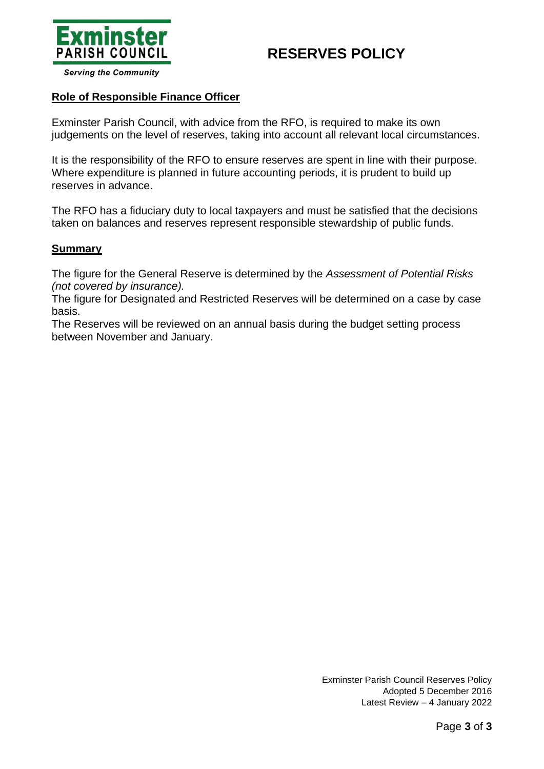## Role of Responsible Finance Officer

Exminster Parish Council, with advice from the RFO, is required to make its own judgements on the level of reserves, taking into account all relevant local circumstances.

It is the responsibility of the RFO to ensure reserves are spent in line with their purpose. Where expenditure is planned in future accounting periods, it is prudent to build up reserves in advance.

The RFO has a fiduciary duty to local taxpayers and must be satisfied that the decisions taken on balances and reserves represent responsible stewardship of public funds.

## Summary

The figure for the General Reserve is determined by the *Assessment of Potential Risks (not covered by insurance).*
The figure for Designated and Restricted Reserves will be determined on a case by case basis.
The Reserves will be reviewed on an annual basis during the budget setting process between November and January.

Exminster Parish Council Reserves Policy
Adopted 5 December 2016
Latest Review – 4 January 2022